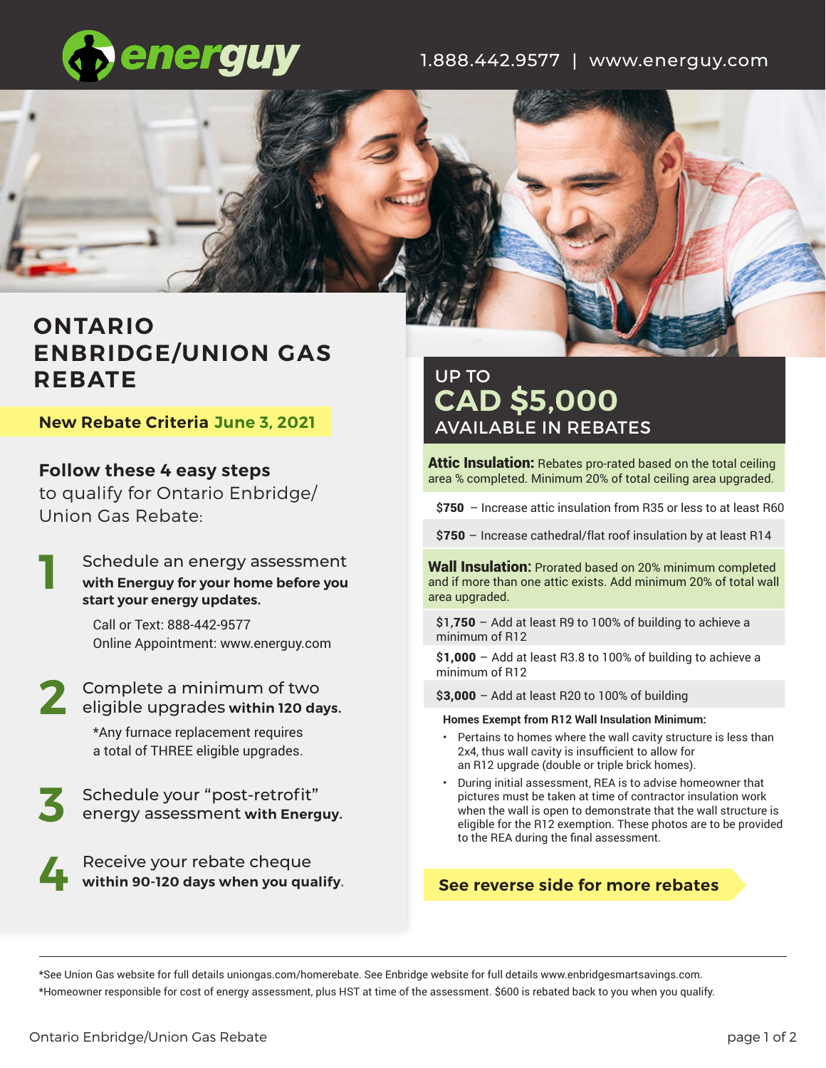energuy

1.888.442.9577 | www.energuy.com

# ONTARIO ENBRIDGE/UNION GAS REBATE

**New Rebate Criteria June 3, 2021**

## Follow these 4 easy steps
to qualify for Ontario Enbridge/ Union Gas Rebate:

**1** Schedule an energy assessment **with Energuy for your home before you start your energy updates.**

Call or Text: 888-442-9577
Online Appointment: www.energuy.com

**2** Complete a minimum of two eligible upgrades **within 120 days.**

*Any furnace replacement requires a total of THREE eligible upgrades.

**3** Schedule your "post-retrofit" energy assessment **with Energuy.**

**4** Receive your rebate cheque **within 90-120 days when you qualify.**

## UP TO CAD $5,000 AVAILABLE IN REBATES

**Attic Insulation:** Rebates pro-rated based on the total ceiling area % completed. Minimum 20% of total ceiling area upgraded.

- **$750** – Increase attic insulation from R35 or less to at least R60
- **$750** – Increase cathedral/flat roof insulation by at least R14

**Wall Insulation:** Prorated based on 20% minimum completed and if more than one attic exists. Add minimum 20% of total wall area upgraded.

- **$1,750** – Add at least R9 to 100% of building to achieve a minimum of R12
- **$1,000** – Add at least R3.8 to 100% of building to achieve a minimum of R12
- **$3,000** – Add at least R20 to 100% of building

**Homes Exempt from R12 Wall Insulation Minimum:**

- Pertains to homes where the wall cavity structure is less than 2x4, thus wall cavity is insufficient to allow for an R12 upgrade (double or triple brick homes).
- During initial assessment, REA is to advise homeowner that pictures must be taken at time of contractor insulation work when the wall is open to demonstrate that the wall structure is eligible for the R12 exemption. These photos are to be provided to the REA during the final assessment.

**See reverse side for more rebates**

*See Union Gas website for full details uniongas.com/homerebate. See Enbridge website for full details www.enbridgesmartsavings.com.

*Homeowner responsible for cost of energy assessment, plus HST at time of the assessment. $600 is rebated back to you when you qualify.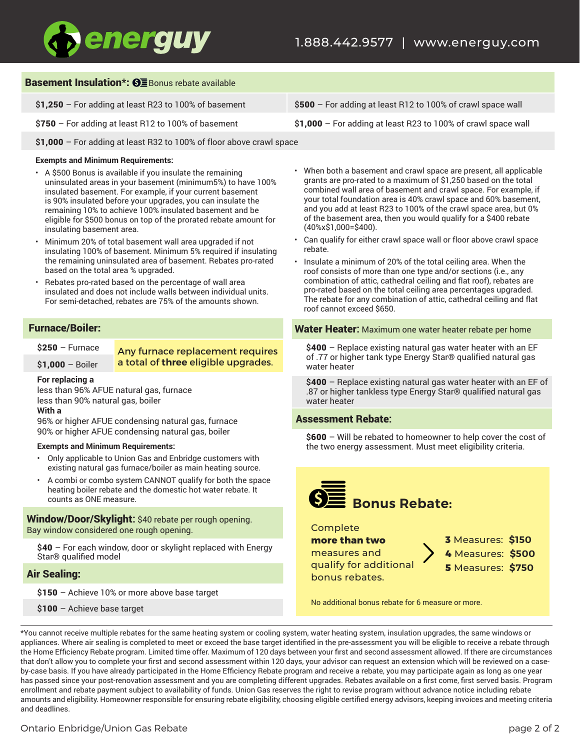energuy

1.888.442.9577 | www.energuy.com

## Basement Insulation*: Bonus rebate available

**$1,250** – For adding at least R23 to 100% of basement

**$750** – For adding at least R12 to 100% of basement

**$500** – For adding at least R12 to 100% of crawl space wall

**$1,000** – For adding at least R23 to 100% of crawl space wall

**$1,000** – For adding at least R32 to 100% of floor above crawl space

**Exempts and Minimum Requirements:**

- A $500 Bonus is available if you insulate the remaining uninsulated areas in your basement (minimum5%) to have 100% insulated basement. For example, if your current basement is 90% insulated before your upgrades, you can insulate the remaining 10% to achieve 100% insulated basement and be eligible for $500 bonus on top of the prorated rebate amount for insulating basement area.
- Minimum 20% of total basement wall area upgraded if not insulating 100% of basement. Minimum 5% required if insulating the remaining uninsulated area of basement. Rebates pro-rated based on the total area % upgraded.
- Rebates pro-rated based on the percentage of wall area insulated and does not include walls between individual units. For semi-detached, rebates are 75% of the amounts shown.
- When both a basement and crawl space are present, all applicable grants are pro-rated to a maximum of $1,250 based on the total combined wall area of basement and crawl space. For example, if your total foundation area is 40% crawl space and 60% basement, and you add at least R23 to 100% of the crawl space area, but 0% of the basement area, then you would qualify for a $400 rebate (40%x$1,000=$400).
- Can qualify for either crawl space wall or floor above crawl space rebate.
- Insulate a minimum of 20% of the total ceiling area. When the roof consists of more than one type and/or sections (i.e., any combination of attic, cathedral ceiling and flat roof), rebates are pro-rated based on the total ceiling area percentages upgraded. The rebate for any combination of attic, cathedral ceiling and flat roof cannot exceed $650.

## Furnace/Boiler:

**$250** – Furnace

**$1,000** – Boiler

Any furnace replacement requires a total of **three** eligible upgrades.

**For replacing a**
less than 96% AFUE natural gas, furnace
less than 90% natural gas, boiler
**With a**
96% or higher AFUE condensing natural gas, furnace
90% or higher AFUE condensing natural gas, boiler

**Exempts and Minimum Requirements:**

- Only applicable to Union Gas and Enbridge customers with existing natural gas furnace/boiler as main heating source.
- A combi or combo system CANNOT qualify for both the space heating boiler rebate and the domestic hot water rebate. It counts as ONE measure.

## Window/Door/Skylight: $40 rebate per rough opening. Bay window considered one rough opening.

**$40** – For each window, door or skylight replaced with Energy Star® qualified model

## Air Sealing:

**$150** – Achieve 10% or more above base target

**$100** – Achieve base target

## Water Heater: Maximum one water heater rebate per home

**$400** – Replace existing natural gas water heater with an EF of .77 or higher tank type Energy Star® qualified natural gas water heater

**$400** – Replace existing natural gas water heater with an EF of .87 or higher tankless type Energy Star® qualified natural gas water heater

## Assessment Rebate:

**$600** – Will be rebated to homeowner to help cover the cost of the two energy assessment. Must meet eligibility criteria.

## Bonus Rebate:

Complete **more than two** measures and qualify for additional bonus rebates.

**3** Measures: **$150**
**4** Measures: **$500**
**5** Measures: **$750**

No additional bonus rebate for 6 measure or more.

*You cannot receive multiple rebates for the same heating system or cooling system, water heating system, insulation upgrades, the same windows or appliances. Where air sealing is completed to meet or exceed the base target identified in the pre-assessment you will be eligible to receive a rebate through the Home Efficiency Rebate program. Limited time offer. Maximum of 120 days between your first and second assessment allowed. If there are circumstances that don't allow you to complete your first and second assessment within 120 days, your advisor can request an extension which will be reviewed on a case-by-case basis. If you have already participated in the Home Efficiency Rebate program and receive a rebate, you may participate again as long as one year has passed since your post-renovation assessment and you are completing different upgrades. Rebates available on a first come, first served basis. Program enrollment and rebate payment subject to availability of funds. Union Gas reserves the right to revise program without advance notice including rebate amounts and eligibility. Homeowner responsible for ensuring rebate eligibility, choosing eligible certified energy advisors, keeping invoices and meeting criteria and deadlines.

Ontario Enbridge/Union Gas Rebate